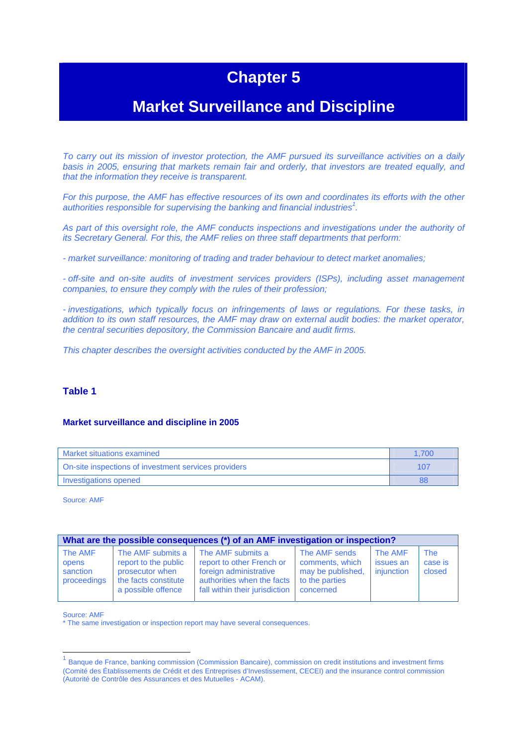# Chapter 5

# Market Surveillance and Discipline

*To carry out its mission of investor protection, the AMF pursued its surveillance activities on a daily basis in 2005, ensuring that markets remain fair and orderly, that investors are treated equally, and that the information they receive is transparent.*

*For this purpose, the AMF has effective resources of its own and coordinates its efforts with the other authorities responsible for supervising the banking and financial industries[1].*

*As part of this oversight role, the AMF conducts inspections and investigations under the authority of its Secretary General. For this, the AMF relies on three staff departments that perform:*

*- market surveillance: monitoring of trading and trader behaviour to detect market anomalies;*

*- off-site and on-site audits of investment services providers (ISPs), including asset management companies, to ensure they comply with the rules of their profession;*

*- investigations, which typically focus on infringements of laws or regulations. For these tasks, in addition to its own staff resources, the AMF may draw on external audit bodies: the market operator, the central securities depository, the Commission Bancaire and audit firms.*

*This chapter describes the oversight activities conducted by the AMF in 2005.*

### Table 1

#### Market surveillance and discipline in 2005

| | |
|---|---|
| Market situations examined | 1,700 |
| On-site inspections of investment services providers | 107 |
| Investigations opened | 88 |

Source: AMF

| What are the possible consequences (*) of an AMF investigation or inspection? | | | | | |
|---|---|---|---|---|---|
| The AMF opens sanction proceedings | The AMF submits a report to the public prosecutor when the facts constitute a possible offence | The AMF submits a report to other French or foreign administrative authorities when the facts fall within their jurisdiction | The AMF sends comments, which may be published, to the parties concerned | The AMF issues an injunction | The case is closed |

Source: AMF
* The same investigation or inspection report may have several consequences.

[1] Banque de France, banking commission (Commission Bancaire), commission on credit institutions and investment firms (Comité des Établissements de Crédit et des Entreprises d'Investissement, CECEI) and the insurance control commission (Autorité de Contrôle des Assurances et des Mutuelles - ACAM).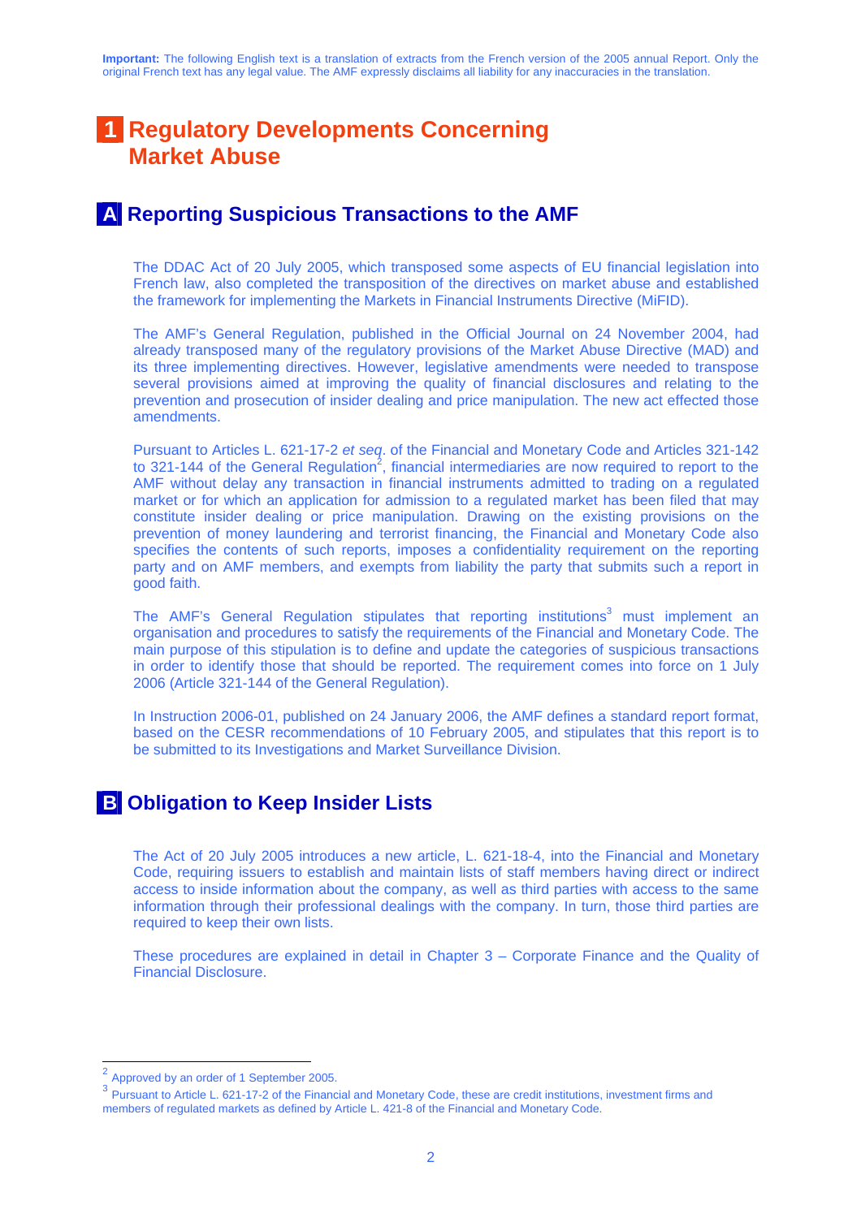**Important:** The following English text is a translation of extracts from the French version of the 2005 annual Report. Only the original French text has any legal value. The AMF expressly disclaims all liability for any inaccuracies in the translation.

# 1 Regulatory Developments Concerning Market Abuse

## A Reporting Suspicious Transactions to the AMF

The DDAC Act of 20 July 2005, which transposed some aspects of EU financial legislation into French law, also completed the transposition of the directives on market abuse and established the framework for implementing the Markets in Financial Instruments Directive (MiFID).

The AMF's General Regulation, published in the Official Journal on 24 November 2004, had already transposed many of the regulatory provisions of the Market Abuse Directive (MAD) and its three implementing directives. However, legislative amendments were needed to transpose several provisions aimed at improving the quality of financial disclosures and relating to the prevention and prosecution of insider dealing and price manipulation. The new act effected those amendments.

Pursuant to Articles L. 621-17-2 *et seq*. of the Financial and Monetary Code and Articles 321-142 to 321-144 of the General Regulation[2], financial intermediaries are now required to report to the AMF without delay any transaction in financial instruments admitted to trading on a regulated market or for which an application for admission to a regulated market has been filed that may constitute insider dealing or price manipulation. Drawing on the existing provisions on the prevention of money laundering and terrorist financing, the Financial and Monetary Code also specifies the contents of such reports, imposes a confidentiality requirement on the reporting party and on AMF members, and exempts from liability the party that submits such a report in good faith.

The AMF's General Regulation stipulates that reporting institutions[3] must implement an organisation and procedures to satisfy the requirements of the Financial and Monetary Code. The main purpose of this stipulation is to define and update the categories of suspicious transactions in order to identify those that should be reported. The requirement comes into force on 1 July 2006 (Article 321-144 of the General Regulation).

In Instruction 2006-01, published on 24 January 2006, the AMF defines a standard report format, based on the CESR recommendations of 10 February 2005, and stipulates that this report is to be submitted to its Investigations and Market Surveillance Division.

## B Obligation to Keep Insider Lists

The Act of 20 July 2005 introduces a new article, L. 621-18-4, into the Financial and Monetary Code, requiring issuers to establish and maintain lists of staff members having direct or indirect access to inside information about the company, as well as third parties with access to the same information through their professional dealings with the company. In turn, those third parties are required to keep their own lists.

These procedures are explained in detail in Chapter 3 – Corporate Finance and the Quality of Financial Disclosure.

---

[2] Approved by an order of 1 September 2005.

[3] Pursuant to Article L. 621-17-2 of the Financial and Monetary Code, these are credit institutions, investment firms and members of regulated markets as defined by Article L. 421-8 of the Financial and Monetary Code.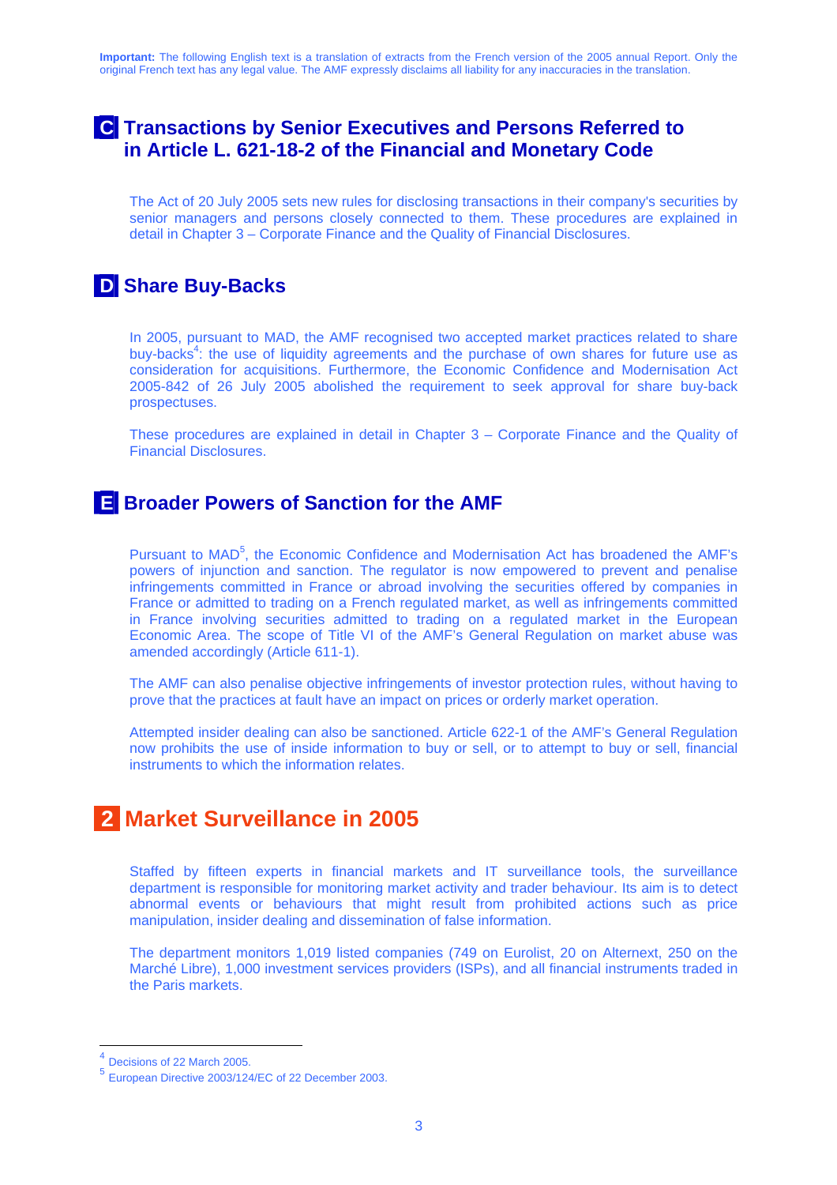**Important:** The following English text is a translation of extracts from the French version of the 2005 annual Report. Only the original French text has any legal value. The AMF expressly disclaims all liability for any inaccuracies in the translation.

## C Transactions by Senior Executives and Persons Referred to in Article L. 621-18-2 of the Financial and Monetary Code

The Act of 20 July 2005 sets new rules for disclosing transactions in their company's securities by senior managers and persons closely connected to them. These procedures are explained in detail in Chapter 3 – Corporate Finance and the Quality of Financial Disclosures.

## D Share Buy-Backs

In 2005, pursuant to MAD, the AMF recognised two accepted market practices related to share buy-backs[4]: the use of liquidity agreements and the purchase of own shares for future use as consideration for acquisitions. Furthermore, the Economic Confidence and Modernisation Act 2005-842 of 26 July 2005 abolished the requirement to seek approval for share buy-back prospectuses.

These procedures are explained in detail in Chapter 3 – Corporate Finance and the Quality of Financial Disclosures.

## E Broader Powers of Sanction for the AMF

Pursuant to MAD[5], the Economic Confidence and Modernisation Act has broadened the AMF's powers of injunction and sanction. The regulator is now empowered to prevent and penalise infringements committed in France or abroad involving the securities offered by companies in France or admitted to trading on a French regulated market, as well as infringements committed in France involving securities admitted to trading on a regulated market in the European Economic Area. The scope of Title VI of the AMF's General Regulation on market abuse was amended accordingly (Article 611-1).

The AMF can also penalise objective infringements of investor protection rules, without having to prove that the practices at fault have an impact on prices or orderly market operation.

Attempted insider dealing can also be sanctioned. Article 622-1 of the AMF's General Regulation now prohibits the use of inside information to buy or sell, or to attempt to buy or sell, financial instruments to which the information relates.

# 2 Market Surveillance in 2005

Staffed by fifteen experts in financial markets and IT surveillance tools, the surveillance department is responsible for monitoring market activity and trader behaviour. Its aim is to detect abnormal events or behaviours that might result from prohibited actions such as price manipulation, insider dealing and dissemination of false information.

The department monitors 1,019 listed companies (749 on Eurolist, 20 on Alternext, 250 on the Marché Libre), 1,000 investment services providers (ISPs), and all financial instruments traded in the Paris markets.

---

[4] Decisions of 22 March 2005.

[5] European Directive 2003/124/EC of 22 December 2003.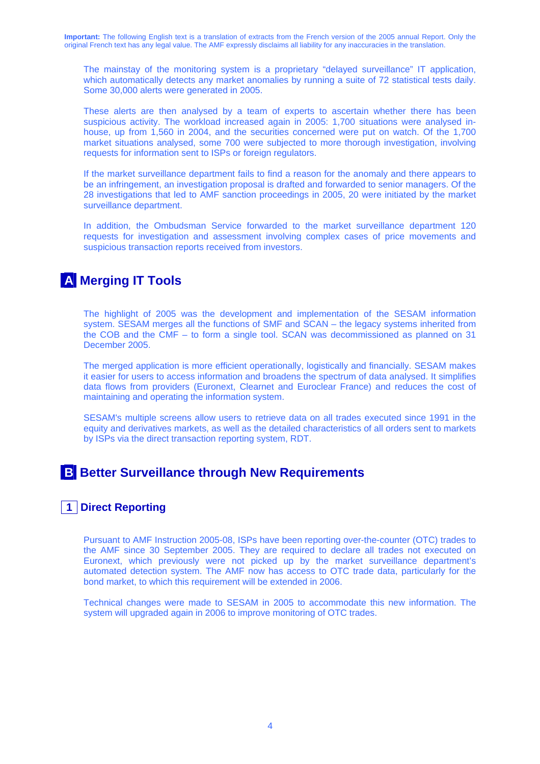**Important:** The following English text is a translation of extracts from the French version of the 2005 annual Report. Only the original French text has any legal value. The AMF expressly disclaims all liability for any inaccuracies in the translation.

The mainstay of the monitoring system is a proprietary "delayed surveillance" IT application, which automatically detects any market anomalies by running a suite of 72 statistical tests daily. Some 30,000 alerts were generated in 2005.

These alerts are then analysed by a team of experts to ascertain whether there has been suspicious activity. The workload increased again in 2005: 1,700 situations were analysed in-house, up from 1,560 in 2004, and the securities concerned were put on watch. Of the 1,700 market situations analysed, some 700 were subjected to more thorough investigation, involving requests for information sent to ISPs or foreign regulators.

If the market surveillance department fails to find a reason for the anomaly and there appears to be an infringement, an investigation proposal is drafted and forwarded to senior managers. Of the 28 investigations that led to AMF sanction proceedings in 2005, 20 were initiated by the market surveillance department.

In addition, the Ombudsman Service forwarded to the market surveillance department 120 requests for investigation and assessment involving complex cases of price movements and suspicious transaction reports received from investors.

## A Merging IT Tools

The highlight of 2005 was the development and implementation of the SESAM information system. SESAM merges all the functions of SMF and SCAN – the legacy systems inherited from the COB and the CMF – to form a single tool. SCAN was decommissioned as planned on 31 December 2005.

The merged application is more efficient operationally, logistically and financially. SESAM makes it easier for users to access information and broadens the spectrum of data analysed. It simplifies data flows from providers (Euronext, Clearnet and Euroclear France) and reduces the cost of maintaining and operating the information system.

SESAM's multiple screens allow users to retrieve data on all trades executed since 1991 in the equity and derivatives markets, as well as the detailed characteristics of all orders sent to markets by ISPs via the direct transaction reporting system, RDT.

## B Better Surveillance through New Requirements

### 1 Direct Reporting

Pursuant to AMF Instruction 2005-08, ISPs have been reporting over-the-counter (OTC) trades to the AMF since 30 September 2005. They are required to declare all trades not executed on Euronext, which previously were not picked up by the market surveillance department's automated detection system. The AMF now has access to OTC trade data, particularly for the bond market, to which this requirement will be extended in 2006.

Technical changes were made to SESAM in 2005 to accommodate this new information. The system will upgraded again in 2006 to improve monitoring of OTC trades.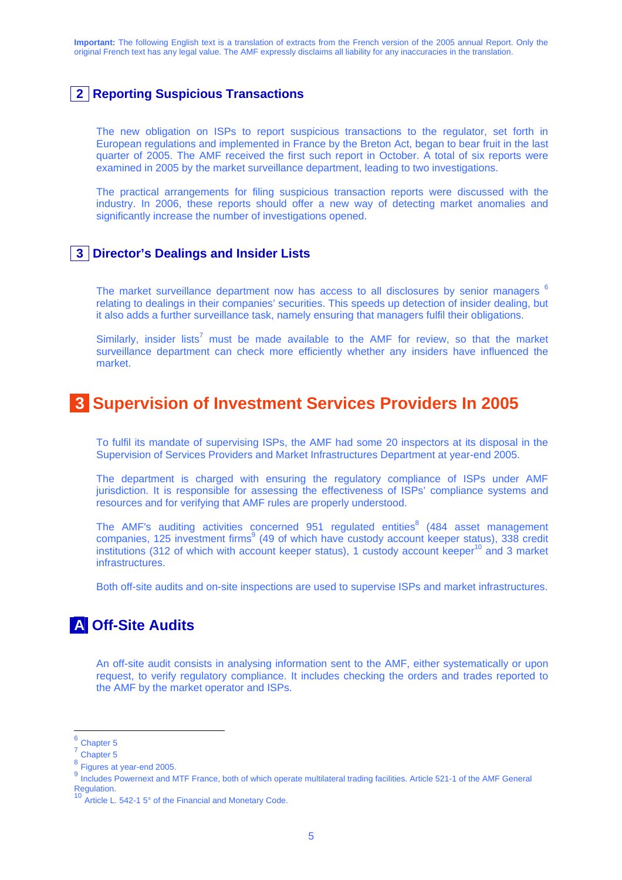**Important:** The following English text is a translation of extracts from the French version of the 2005 annual Report. Only the original French text has any legal value. The AMF expressly disclaims all liability for any inaccuracies in the translation.

### 2 Reporting Suspicious Transactions

The new obligation on ISPs to report suspicious transactions to the regulator, set forth in European regulations and implemented in France by the Breton Act, began to bear fruit in the last quarter of 2005. The AMF received the first such report in October. A total of six reports were examined in 2005 by the market surveillance department, leading to two investigations.

The practical arrangements for filing suspicious transaction reports were discussed with the industry. In 2006, these reports should offer a new way of detecting market anomalies and significantly increase the number of investigations opened.

### 3 Director's Dealings and Insider Lists

The market surveillance department now has access to all disclosures by senior managers [6] relating to dealings in their companies' securities. This speeds up detection of insider dealing, but it also adds a further surveillance task, namely ensuring that managers fulfil their obligations.

Similarly, insider lists[7] must be made available to the AMF for review, so that the market surveillance department can check more efficiently whether any insiders have influenced the market.

## 3 Supervision of Investment Services Providers In 2005

To fulfil its mandate of supervising ISPs, the AMF had some 20 inspectors at its disposal in the Supervision of Services Providers and Market Infrastructures Department at year-end 2005.

The department is charged with ensuring the regulatory compliance of ISPs under AMF jurisdiction. It is responsible for assessing the effectiveness of ISPs' compliance systems and resources and for verifying that AMF rules are properly understood.

The AMF's auditing activities concerned 951 regulated entities[8] (484 asset management companies, 125 investment firms[9] (49 of which have custody account keeper status), 338 credit institutions (312 of which with account keeper status), 1 custody account keeper[10] and 3 market infrastructures.

Both off-site audits and on-site inspections are used to supervise ISPs and market infrastructures.

### A Off-Site Audits

An off-site audit consists in analysing information sent to the AMF, either systematically or upon request, to verify regulatory compliance. It includes checking the orders and trades reported to the AMF by the market operator and ISPs.

---

[6] Chapter 5

[7] Chapter 5

[8] Figures at year-end 2005.

[9] Includes Powernext and MTF France, both of which operate multilateral trading facilities. Article 521-1 of the AMF General Regulation.

[10] Article L. 542-1 5° of the Financial and Monetary Code.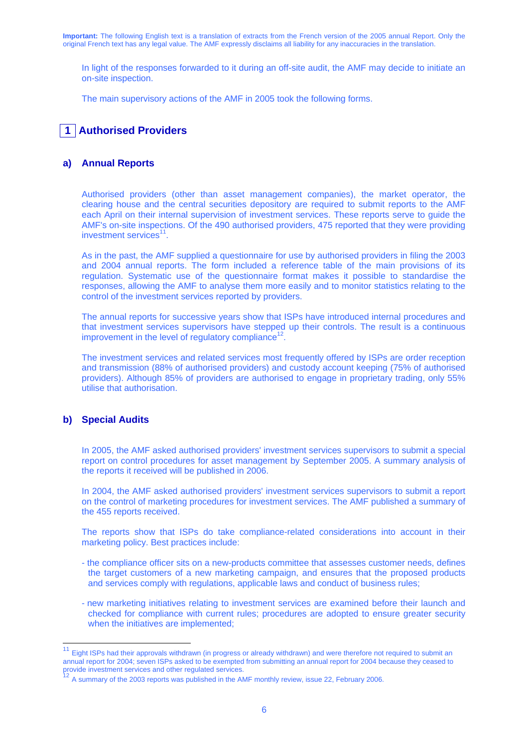**Important:** The following English text is a translation of extracts from the French version of the 2005 annual Report. Only the original French text has any legal value. The AMF expressly disclaims all liability for any inaccuracies in the translation.

In light of the responses forwarded to it during an off-site audit, the AMF may decide to initiate an on-site inspection.

The main supervisory actions of the AMF in 2005 took the following forms.

## 1 Authorised Providers

### a) Annual Reports

Authorised providers (other than asset management companies), the market operator, the clearing house and the central securities depository are required to submit reports to the AMF each April on their internal supervision of investment services. These reports serve to guide the AMF's on-site inspections. Of the 490 authorised providers, 475 reported that they were providing investment services[11].

As in the past, the AMF supplied a questionnaire for use by authorised providers in filing the 2003 and 2004 annual reports. The form included a reference table of the main provisions of its regulation. Systematic use of the questionnaire format makes it possible to standardise the responses, allowing the AMF to analyse them more easily and to monitor statistics relating to the control of the investment services reported by providers.

The annual reports for successive years show that ISPs have introduced internal procedures and that investment services supervisors have stepped up their controls. The result is a continuous improvement in the level of regulatory compliance[12].

The investment services and related services most frequently offered by ISPs are order reception and transmission (88% of authorised providers) and custody account keeping (75% of authorised providers). Although 85% of providers are authorised to engage in proprietary trading, only 55% utilise that authorisation.

### b) Special Audits

In 2005, the AMF asked authorised providers' investment services supervisors to submit a special report on control procedures for asset management by September 2005. A summary analysis of the reports it received will be published in 2006.

In 2004, the AMF asked authorised providers' investment services supervisors to submit a report on the control of marketing procedures for investment services. The AMF published a summary of the 455 reports received.

The reports show that ISPs do take compliance-related considerations into account in their marketing policy. Best practices include:

- the compliance officer sits on a new-products committee that assesses customer needs, defines the target customers of a new marketing campaign, and ensures that the proposed products and services comply with regulations, applicable laws and conduct of business rules;

- new marketing initiatives relating to investment services are examined before their launch and checked for compliance with current rules; procedures are adopted to ensure greater security when the initiatives are implemented;

---

[11] Eight ISPs had their approvals withdrawn (in progress or already withdrawn) and were therefore not required to submit an annual report for 2004; seven ISPs asked to be exempted from submitting an annual report for 2004 because they ceased to provide investment services and other regulated services.

[12] A summary of the 2003 reports was published in the AMF monthly review, issue 22, February 2006.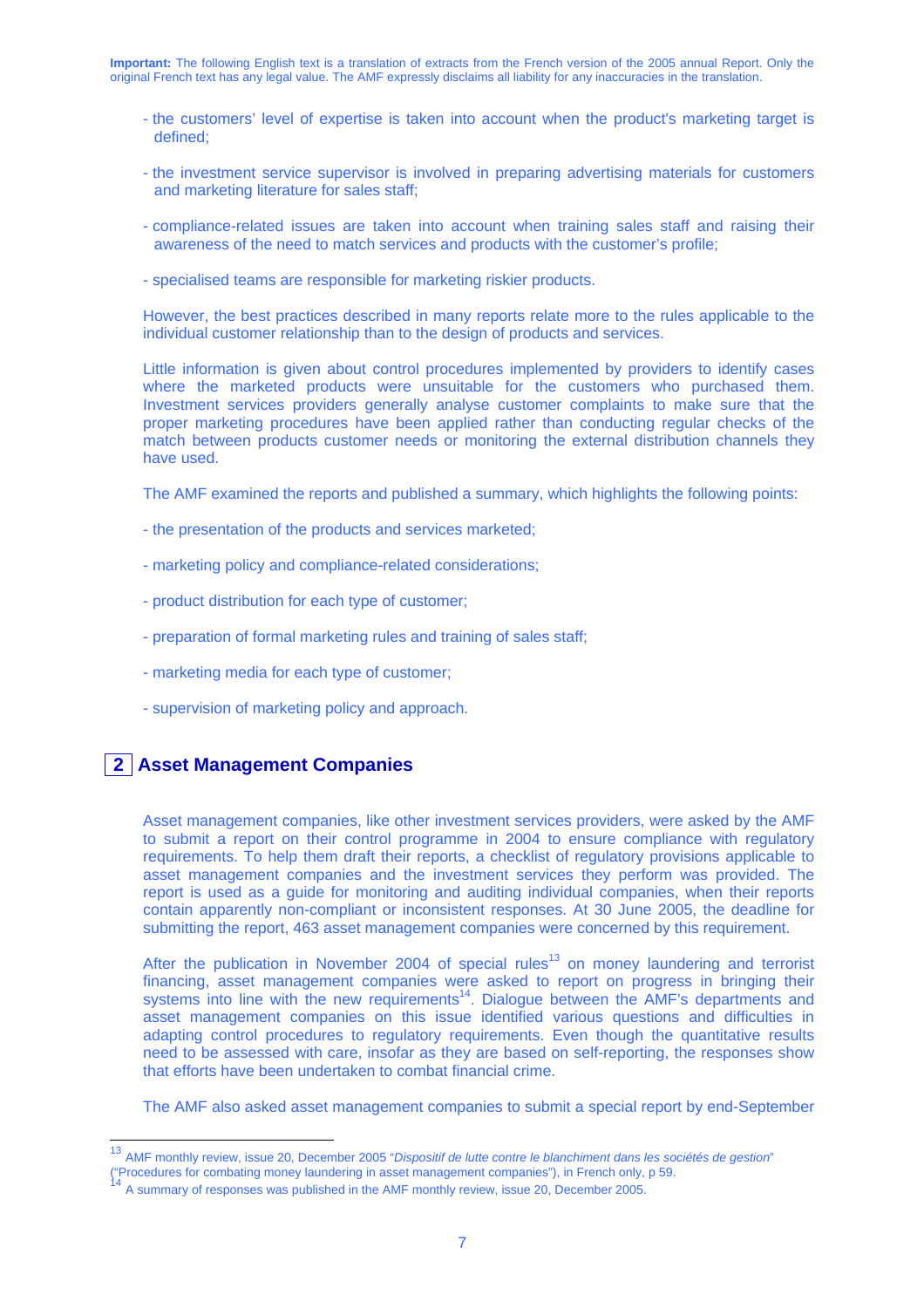**Important:** The following English text is a translation of extracts from the French version of the 2005 annual Report. Only the original French text has any legal value. The AMF expressly disclaims all liability for any inaccuracies in the translation.

- the customers' level of expertise is taken into account when the product's marketing target is defined;

- the investment service supervisor is involved in preparing advertising materials for customers and marketing literature for sales staff;

- compliance-related issues are taken into account when training sales staff and raising their awareness of the need to match services and products with the customer's profile;

- specialised teams are responsible for marketing riskier products.

However, the best practices described in many reports relate more to the rules applicable to the individual customer relationship than to the design of products and services.

Little information is given about control procedures implemented by providers to identify cases where the marketed products were unsuitable for the customers who purchased them. Investment services providers generally analyse customer complaints to make sure that the proper marketing procedures have been applied rather than conducting regular checks of the match between products customer needs or monitoring the external distribution channels they have used.

The AMF examined the reports and published a summary, which highlights the following points:

- the presentation of the products and services marketed;

- marketing policy and compliance-related considerations;

- product distribution for each type of customer;

- preparation of formal marketing rules and training of sales staff;

- marketing media for each type of customer;

- supervision of marketing policy and approach.

## 2 Asset Management Companies

Asset management companies, like other investment services providers, were asked by the AMF to submit a report on their control programme in 2004 to ensure compliance with regulatory requirements. To help them draft their reports, a checklist of regulatory provisions applicable to asset management companies and the investment services they perform was provided. The report is used as a guide for monitoring and auditing individual companies, when their reports contain apparently non-compliant or inconsistent responses. At 30 June 2005, the deadline for submitting the report, 463 asset management companies were concerned by this requirement.

After the publication in November 2004 of special rules[13] on money laundering and terrorist financing, asset management companies were asked to report on progress in bringing their systems into line with the new requirements[14]. Dialogue between the AMF's departments and asset management companies on this issue identified various questions and difficulties in adapting control procedures to regulatory requirements. Even though the quantitative results need to be assessed with care, insofar as they are based on self-reporting, the responses show that efforts have been undertaken to combat financial crime.

The AMF also asked asset management companies to submit a special report by end-September

---

[13] AMF monthly review, issue 20, December 2005 "*Dispositif de lutte contre le blanchiment dans les sociétés de gestion*" ("Procedures for combating money laundering in asset management companies"), in French only, p 59.

[14] A summary of responses was published in the AMF monthly review, issue 20, December 2005.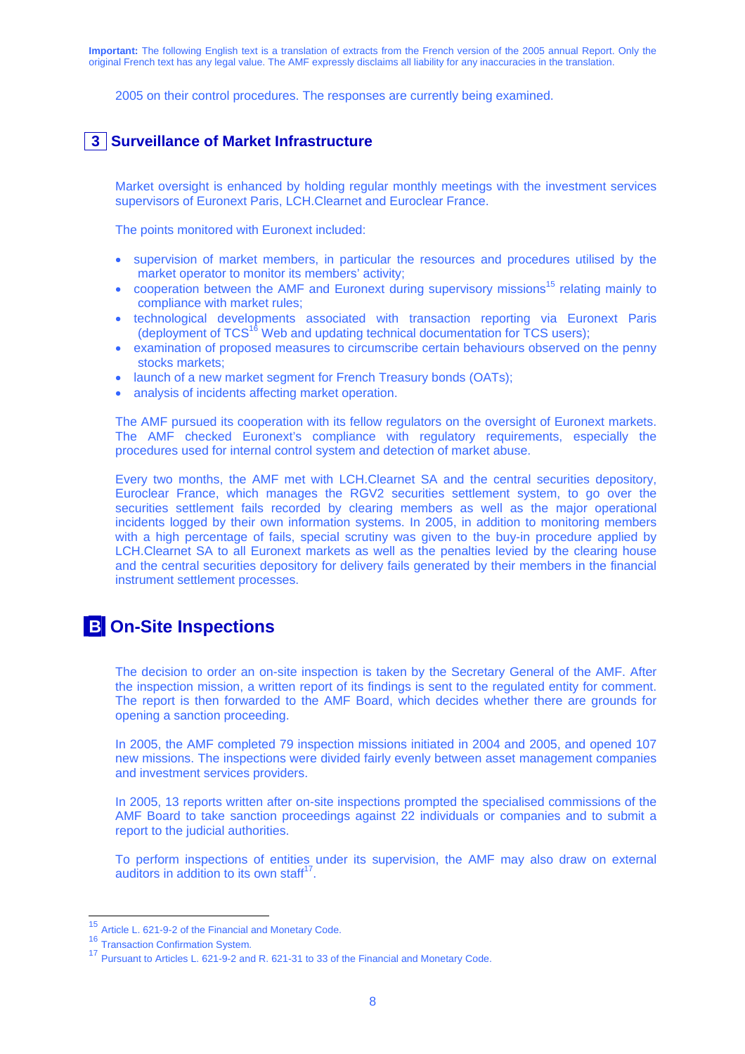**Important:** The following English text is a translation of extracts from the French version of the 2005 annual Report. Only the original French text has any legal value. The AMF expressly disclaims all liability for any inaccuracies in the translation.

2005 on their control procedures. The responses are currently being examined.

## 3 Surveillance of Market Infrastructure

Market oversight is enhanced by holding regular monthly meetings with the investment services supervisors of Euronext Paris, LCH.Clearnet and Euroclear France.

The points monitored with Euronext included:

- supervision of market members, in particular the resources and procedures utilised by the market operator to monitor its members' activity;
- cooperation between the AMF and Euronext during supervisory missions[15] relating mainly to compliance with market rules;
- technological developments associated with transaction reporting via Euronext Paris (deployment of TCS[16] Web and updating technical documentation for TCS users);
- examination of proposed measures to circumscribe certain behaviours observed on the penny stocks markets;
- launch of a new market segment for French Treasury bonds (OATs);
- analysis of incidents affecting market operation.

The AMF pursued its cooperation with its fellow regulators on the oversight of Euronext markets. The AMF checked Euronext's compliance with regulatory requirements, especially the procedures used for internal control system and detection of market abuse.

Every two months, the AMF met with LCH.Clearnet SA and the central securities depository, Euroclear France, which manages the RGV2 securities settlement system, to go over the securities settlement fails recorded by clearing members as well as the major operational incidents logged by their own information systems. In 2005, in addition to monitoring members with a high percentage of fails, special scrutiny was given to the buy-in procedure applied by LCH.Clearnet SA to all Euronext markets as well as the penalties levied by the clearing house and the central securities depository for delivery fails generated by their members in the financial instrument settlement processes.

# B On-Site Inspections

The decision to order an on-site inspection is taken by the Secretary General of the AMF. After the inspection mission, a written report of its findings is sent to the regulated entity for comment. The report is then forwarded to the AMF Board, which decides whether there are grounds for opening a sanction proceeding.

In 2005, the AMF completed 79 inspection missions initiated in 2004 and 2005, and opened 107 new missions. The inspections were divided fairly evenly between asset management companies and investment services providers.

In 2005, 13 reports written after on-site inspections prompted the specialised commissions of the AMF Board to take sanction proceedings against 22 individuals or companies and to submit a report to the judicial authorities.

To perform inspections of entities under its supervision, the AMF may also draw on external auditors in addition to its own staff[17].

---

[15] Article L. 621-9-2 of the Financial and Monetary Code.

[16] Transaction Confirmation System.

[17] Pursuant to Articles L. 621-9-2 and R. 621-31 to 33 of the Financial and Monetary Code.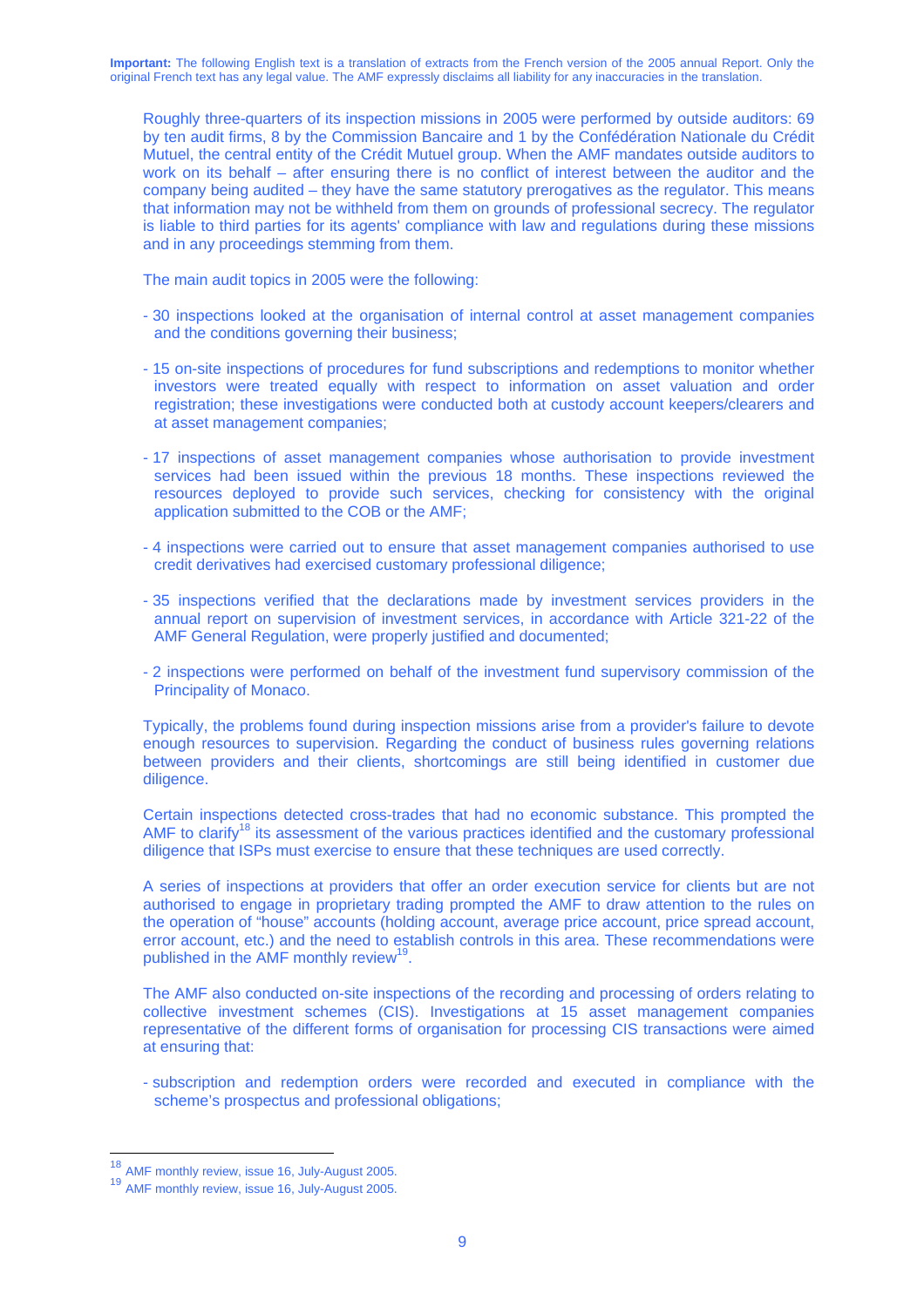**Important:** The following English text is a translation of extracts from the French version of the 2005 annual Report. Only the original French text has any legal value. The AMF expressly disclaims all liability for any inaccuracies in the translation.

Roughly three-quarters of its inspection missions in 2005 were performed by outside auditors: 69 by ten audit firms, 8 by the Commission Bancaire and 1 by the Confédération Nationale du Crédit Mutuel, the central entity of the Crédit Mutuel group. When the AMF mandates outside auditors to work on its behalf – after ensuring there is no conflict of interest between the auditor and the company being audited – they have the same statutory prerogatives as the regulator. This means that information may not be withheld from them on grounds of professional secrecy. The regulator is liable to third parties for its agents' compliance with law and regulations during these missions and in any proceedings stemming from them.

The main audit topics in 2005 were the following:

- 30 inspections looked at the organisation of internal control at asset management companies and the conditions governing their business;
- 15 on-site inspections of procedures for fund subscriptions and redemptions to monitor whether investors were treated equally with respect to information on asset valuation and order registration; these investigations were conducted both at custody account keepers/clearers and at asset management companies;
- 17 inspections of asset management companies whose authorisation to provide investment services had been issued within the previous 18 months. These inspections reviewed the resources deployed to provide such services, checking for consistency with the original application submitted to the COB or the AMF;
- 4 inspections were carried out to ensure that asset management companies authorised to use credit derivatives had exercised customary professional diligence;
- 35 inspections verified that the declarations made by investment services providers in the annual report on supervision of investment services, in accordance with Article 321-22 of the AMF General Regulation, were properly justified and documented;
- 2 inspections were performed on behalf of the investment fund supervisory commission of the Principality of Monaco.

Typically, the problems found during inspection missions arise from a provider's failure to devote enough resources to supervision. Regarding the conduct of business rules governing relations between providers and their clients, shortcomings are still being identified in customer due diligence.

Certain inspections detected cross-trades that had no economic substance. This prompted the AMF to clarify[18] its assessment of the various practices identified and the customary professional diligence that ISPs must exercise to ensure that these techniques are used correctly.

A series of inspections at providers that offer an order execution service for clients but are not authorised to engage in proprietary trading prompted the AMF to draw attention to the rules on the operation of "house" accounts (holding account, average price account, price spread account, error account, etc.) and the need to establish controls in this area. These recommendations were published in the AMF monthly review[19].

The AMF also conducted on-site inspections of the recording and processing of orders relating to collective investment schemes (CIS). Investigations at 15 asset management companies representative of the different forms of organisation for processing CIS transactions were aimed at ensuring that:

- subscription and redemption orders were recorded and executed in compliance with the scheme's prospectus and professional obligations;

[18] AMF monthly review, issue 16, July-August 2005.
[19] AMF monthly review, issue 16, July-August 2005.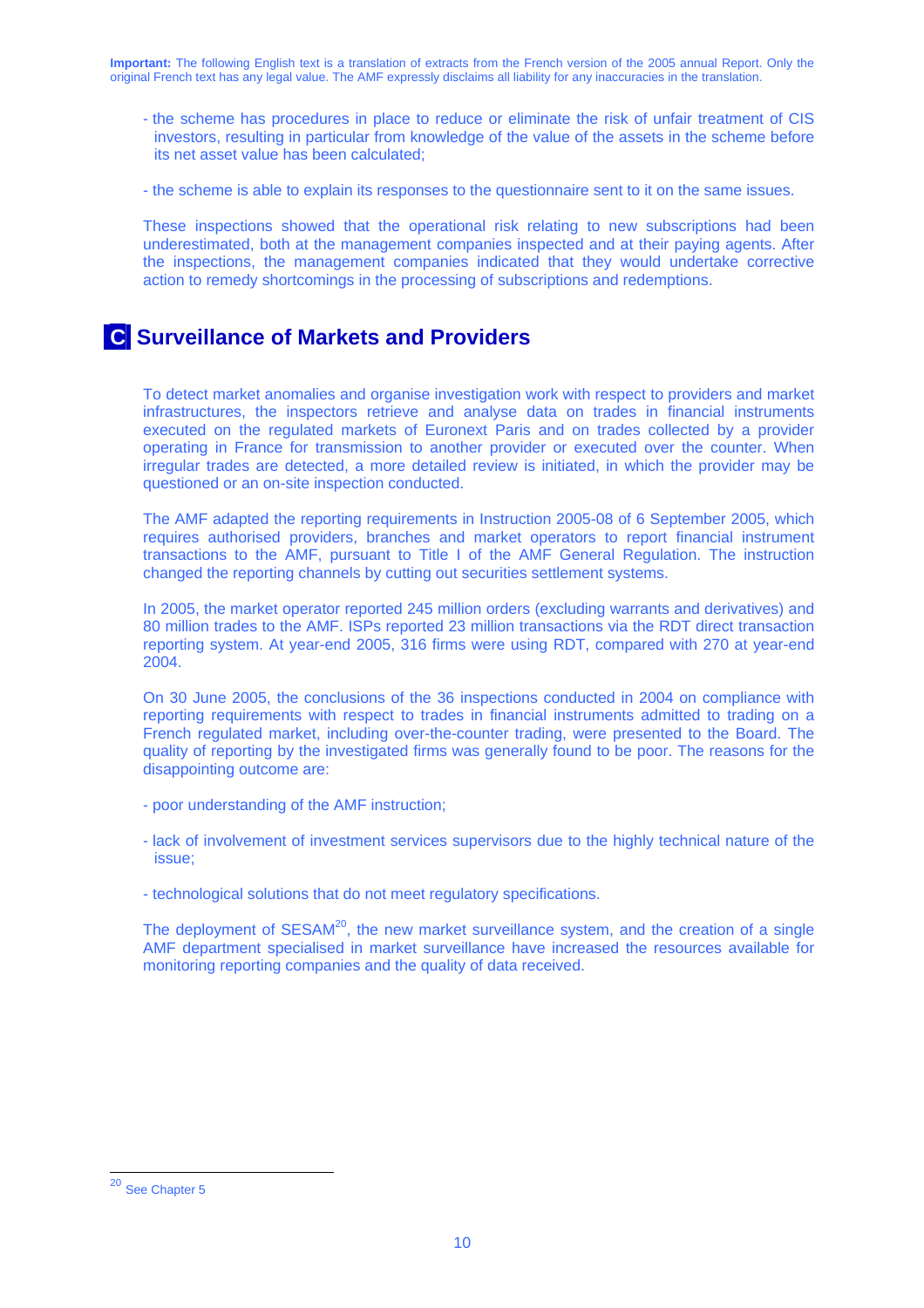**Important:** The following English text is a translation of extracts from the French version of the 2005 annual Report. Only the original French text has any legal value. The AMF expressly disclaims all liability for any inaccuracies in the translation.

- the scheme has procedures in place to reduce or eliminate the risk of unfair treatment of CIS investors, resulting in particular from knowledge of the value of the assets in the scheme before its net asset value has been calculated;

- the scheme is able to explain its responses to the questionnaire sent to it on the same issues.

These inspections showed that the operational risk relating to new subscriptions had been underestimated, both at the management companies inspected and at their paying agents. After the inspections, the management companies indicated that they would undertake corrective action to remedy shortcomings in the processing of subscriptions and redemptions.

## C Surveillance of Markets and Providers

To detect market anomalies and organise investigation work with respect to providers and market infrastructures, the inspectors retrieve and analyse data on trades in financial instruments executed on the regulated markets of Euronext Paris and on trades collected by a provider operating in France for transmission to another provider or executed over the counter. When irregular trades are detected, a more detailed review is initiated, in which the provider may be questioned or an on-site inspection conducted.

The AMF adapted the reporting requirements in Instruction 2005-08 of 6 September 2005, which requires authorised providers, branches and market operators to report financial instrument transactions to the AMF, pursuant to Title I of the AMF General Regulation. The instruction changed the reporting channels by cutting out securities settlement systems.

In 2005, the market operator reported 245 million orders (excluding warrants and derivatives) and 80 million trades to the AMF. ISPs reported 23 million transactions via the RDT direct transaction reporting system. At year-end 2005, 316 firms were using RDT, compared with 270 at year-end 2004.

On 30 June 2005, the conclusions of the 36 inspections conducted in 2004 on compliance with reporting requirements with respect to trades in financial instruments admitted to trading on a French regulated market, including over-the-counter trading, were presented to the Board. The quality of reporting by the investigated firms was generally found to be poor. The reasons for the disappointing outcome are:

- poor understanding of the AMF instruction;

- lack of involvement of investment services supervisors due to the highly technical nature of the issue;

- technological solutions that do not meet regulatory specifications.

The deployment of SESAM[20], the new market surveillance system, and the creation of a single AMF department specialised in market surveillance have increased the resources available for monitoring reporting companies and the quality of data received.

[20] See Chapter 5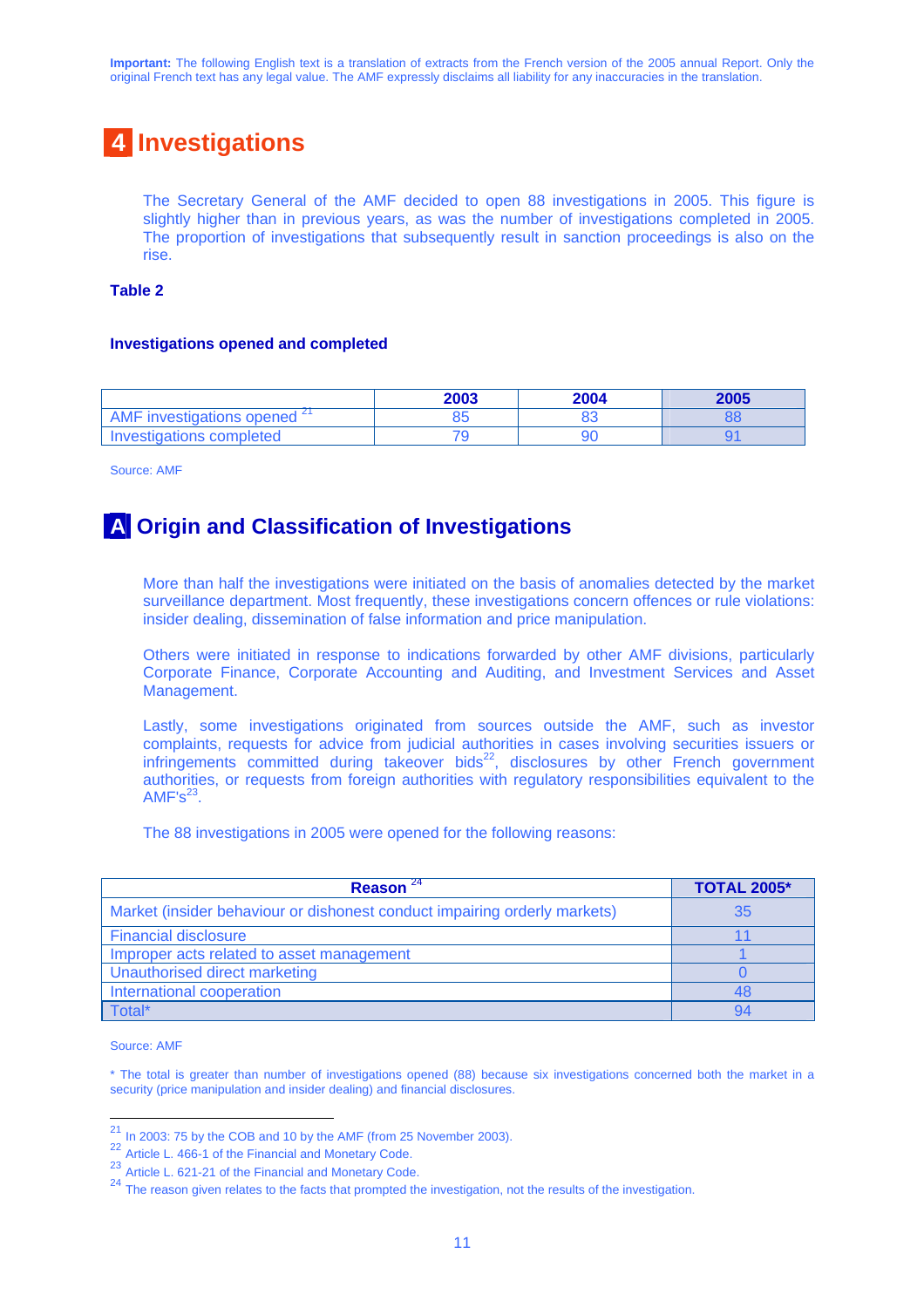**Important:** The following English text is a translation of extracts from the French version of the 2005 annual Report. Only the original French text has any legal value. The AMF expressly disclaims all liability for any inaccuracies in the translation.

# 4 Investigations

The Secretary General of the AMF decided to open 88 investigations in 2005. This figure is slightly higher than in previous years, as was the number of investigations completed in 2005. The proportion of investigations that subsequently result in sanction proceedings is also on the rise.

**Table 2**

**Investigations opened and completed**

| | 2003 | 2004 | 2005 |
|---|---|---|---|
| AMF investigations opened [21] | 85 | 83 | 88 |
| Investigations completed | 79 | 90 | 91 |

Source: AMF

## A Origin and Classification of Investigations

More than half the investigations were initiated on the basis of anomalies detected by the market surveillance department. Most frequently, these investigations concern offences or rule violations: insider dealing, dissemination of false information and price manipulation.

Others were initiated in response to indications forwarded by other AMF divisions, particularly Corporate Finance, Corporate Accounting and Auditing, and Investment Services and Asset Management.

Lastly, some investigations originated from sources outside the AMF, such as investor complaints, requests for advice from judicial authorities in cases involving securities issuers or infringements committed during takeover bids[22], disclosures by other French government authorities, or requests from foreign authorities with regulatory responsibilities equivalent to the AMF's[23].

The 88 investigations in 2005 were opened for the following reasons:

| Reason [24] | TOTAL 2005* |
|---|---|
| Market (insider behaviour or dishonest conduct impairing orderly markets) | 35 |
| Financial disclosure | 11 |
| Improper acts related to asset management | 1 |
| Unauthorised direct marketing | 0 |
| International cooperation | 48 |
| Total* | 94 |

Source: AMF

* The total is greater than number of investigations opened (88) because six investigations concerned both the market in a security (price manipulation and insider dealing) and financial disclosures.

[21] In 2003: 75 by the COB and 10 by the AMF (from 25 November 2003).

[22] Article L. 466-1 of the Financial and Monetary Code.

[23] Article L. 621-21 of the Financial and Monetary Code.

[24] The reason given relates to the facts that prompted the investigation, not the results of the investigation.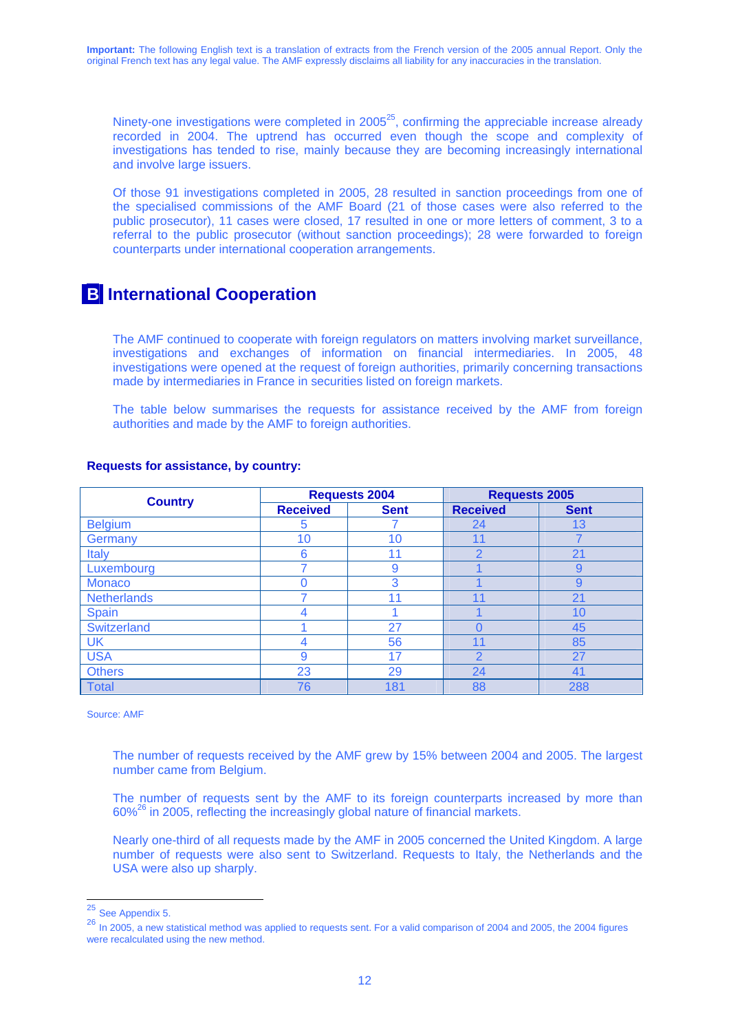**Important:** The following English text is a translation of extracts from the French version of the 2005 annual Report. Only the original French text has any legal value. The AMF expressly disclaims all liability for any inaccuracies in the translation.

Ninety-one investigations were completed in 2005[25], confirming the appreciable increase already recorded in 2004. The uptrend has occurred even though the scope and complexity of investigations has tended to rise, mainly because they are becoming increasingly international and involve large issuers.

Of those 91 investigations completed in 2005, 28 resulted in sanction proceedings from one of the specialised commissions of the AMF Board (21 of those cases were also referred to the public prosecutor), 11 cases were closed, 17 resulted in one or more letters of comment, 3 to a referral to the public prosecutor (without sanction proceedings); 28 were forwarded to foreign counterparts under international cooperation arrangements.

## B International Cooperation

The AMF continued to cooperate with foreign regulators on matters involving market surveillance, investigations and exchanges of information on financial intermediaries. In 2005, 48 investigations were opened at the request of foreign authorities, primarily concerning transactions made by intermediaries in France in securities listed on foreign markets.

The table below summarises the requests for assistance received by the AMF from foreign authorities and made by the AMF to foreign authorities.

**Requests for assistance, by country:**

| Country | Requests 2004 | | Requests 2005 | |
|---|---|---|---|---|
| | Received | Sent | Received | Sent |
| Belgium | 5 | 7 | 24 | 13 |
| Germany | 10 | 10 | 11 | 7 |
| Italy | 6 | 11 | 2 | 21 |
| Luxembourg | 7 | 9 | 1 | 9 |
| Monaco | 0 | 3 | 1 | 9 |
| Netherlands | 7 | 11 | 11 | 21 |
| Spain | 4 | 1 | 1 | 10 |
| Switzerland | 1 | 27 | 0 | 45 |
| UK | 4 | 56 | 11 | 85 |
| USA | 9 | 17 | 2 | 27 |
| Others | 23 | 29 | 24 | 41 |
| Total | 76 | 181 | 88 | 288 |

Source: AMF

The number of requests received by the AMF grew by 15% between 2004 and 2005. The largest number came from Belgium.

The number of requests sent by the AMF to its foreign counterparts increased by more than 60%[26] in 2005, reflecting the increasingly global nature of financial markets.

Nearly one-third of all requests made by the AMF in 2005 concerned the United Kingdom. A large number of requests were also sent to Switzerland. Requests to Italy, the Netherlands and the USA were also up sharply.

---

[25] See Appendix 5.

[26] In 2005, a new statistical method was applied to requests sent. For a valid comparison of 2004 and 2005, the 2004 figures were recalculated using the new method.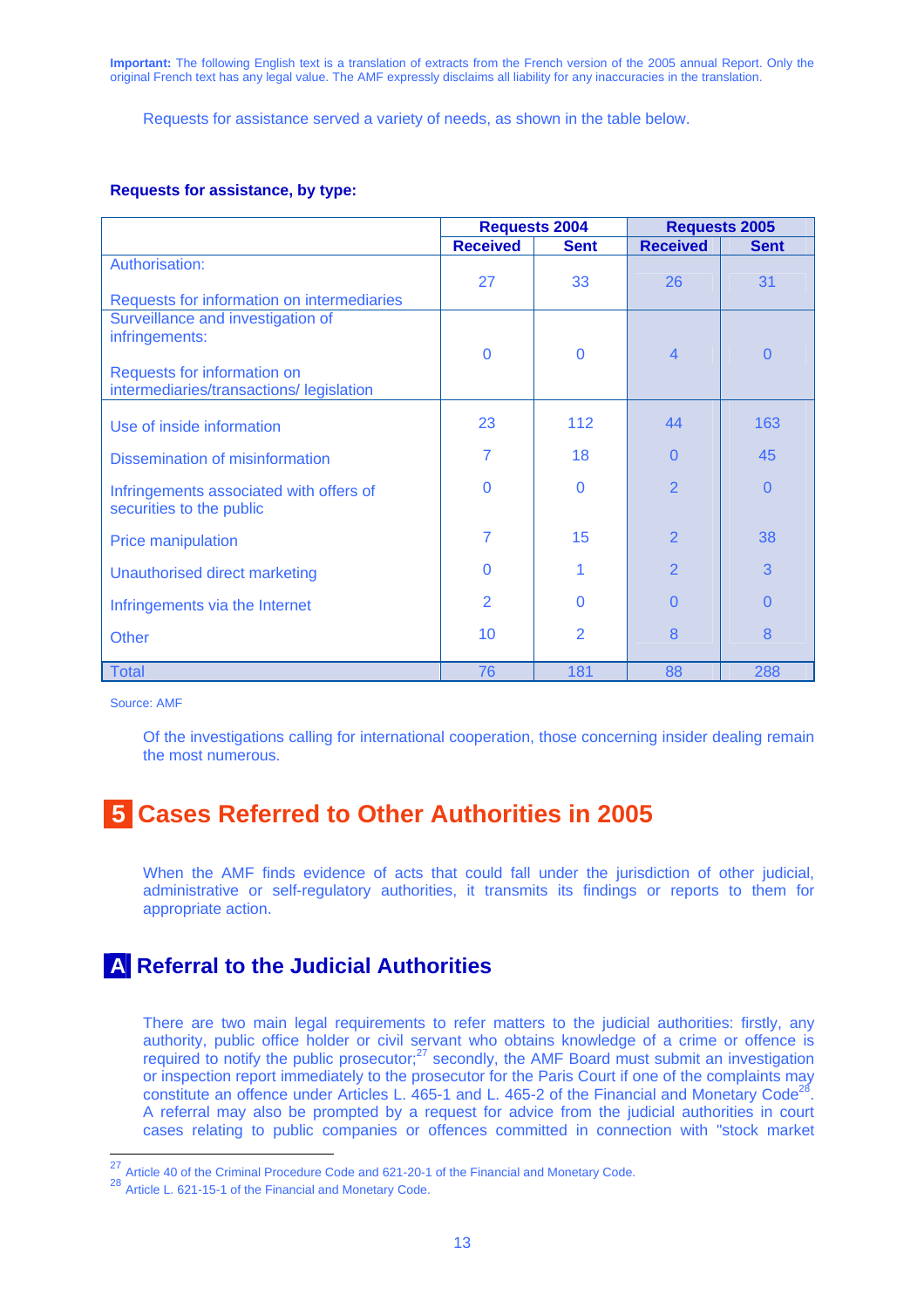**Important:** The following English text is a translation of extracts from the French version of the 2005 annual Report. Only the original French text has any legal value. The AMF expressly disclaims all liability for any inaccuracies in the translation.

Requests for assistance served a variety of needs, as shown in the table below.

**Requests for assistance, by type:**

| | Requests 2004 | | Requests 2005 | |
|---|---|---|---|---|
| | **Received** | **Sent** | **Received** | **Sent** |
| Authorisation: Requests for information on intermediaries | 27 | 33 | 26 | 31 |
| Surveillance and investigation of infringements: Requests for information on intermediaries/transactions/ legislation | 0 | 0 | 4 | 0 |
| Use of inside information | 23 | 112 | 44 | 163 |
| Dissemination of misinformation | 7 | 18 | 0 | 45 |
| Infringements associated with offers of securities to the public | 0 | 0 | 2 | 0 |
| Price manipulation | 7 | 15 | 2 | 38 |
| Unauthorised direct marketing | 0 | 1 | 2 | 3 |
| Infringements via the Internet | 2 | 0 | 0 | 0 |
| Other | 10 | 2 | 8 | 8 |
| Total | 76 | 181 | 88 | 288 |

Source: AMF

Of the investigations calling for international cooperation, those concerning insider dealing remain the most numerous.

# 5 Cases Referred to Other Authorities in 2005

When the AMF finds evidence of acts that could fall under the jurisdiction of other judicial, administrative or self-regulatory authorities, it transmits its findings or reports to them for appropriate action.

## A Referral to the Judicial Authorities

There are two main legal requirements to refer matters to the judicial authorities: firstly, any authority, public office holder or civil servant who obtains knowledge of a crime or offence is required to notify the public prosecutor;[27] secondly, the AMF Board must submit an investigation or inspection report immediately to the prosecutor for the Paris Court if one of the complaints may constitute an offence under Articles L. 465-1 and L. 465-2 of the Financial and Monetary Code[28]. A referral may also be prompted by a request for advice from the judicial authorities in court cases relating to public companies or offences committed in connection with "stock market

[27] Article 40 of the Criminal Procedure Code and 621-20-1 of the Financial and Monetary Code.

[28] Article L. 621-15-1 of the Financial and Monetary Code.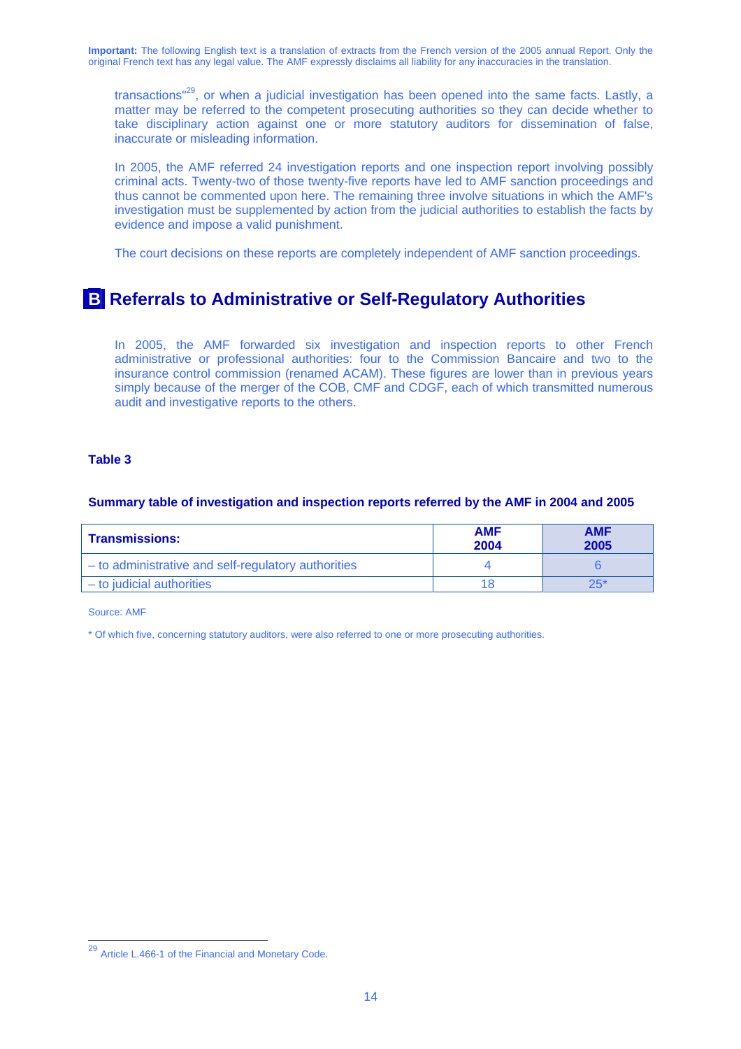**Important:** The following English text is a translation of extracts from the French version of the 2005 annual Report. Only the original French text has any legal value. The AMF expressly disclaims all liability for any inaccuracies in the translation.

transactions"[29], or when a judicial investigation has been opened into the same facts. Lastly, a matter may be referred to the competent prosecuting authorities so they can decide whether to take disciplinary action against one or more statutory auditors for dissemination of false, inaccurate or misleading information.

In 2005, the AMF referred 24 investigation reports and one inspection report involving possibly criminal acts. Twenty-two of those twenty-five reports have led to AMF sanction proceedings and thus cannot be commented upon here. The remaining three involve situations in which the AMF's investigation must be supplemented by action from the judicial authorities to establish the facts by evidence and impose a valid punishment.

The court decisions on these reports are completely independent of AMF sanction proceedings.

## B Referrals to Administrative or Self-Regulatory Authorities

In 2005, the AMF forwarded six investigation and inspection reports to other French administrative or professional authorities: four to the Commission Bancaire and two to the insurance control commission (renamed ACAM). These figures are lower than in previous years simply because of the merger of the COB, CMF and CDGF, each of which transmitted numerous audit and investigative reports to the others.

**Table 3**

**Summary table of investigation and inspection reports referred by the AMF in 2004 and 2005**

| Transmissions: | AMF 2004 | AMF 2005 |
|---|---|---|
| – to administrative and self-regulatory authorities | 4 | 6 |
| – to judicial authorities | 18 | 25* |

Source: AMF

* Of which five, concerning statutory auditors, were also referred to one or more prosecuting authorities.

[29] Article L.466-1 of the Financial and Monetary Code.